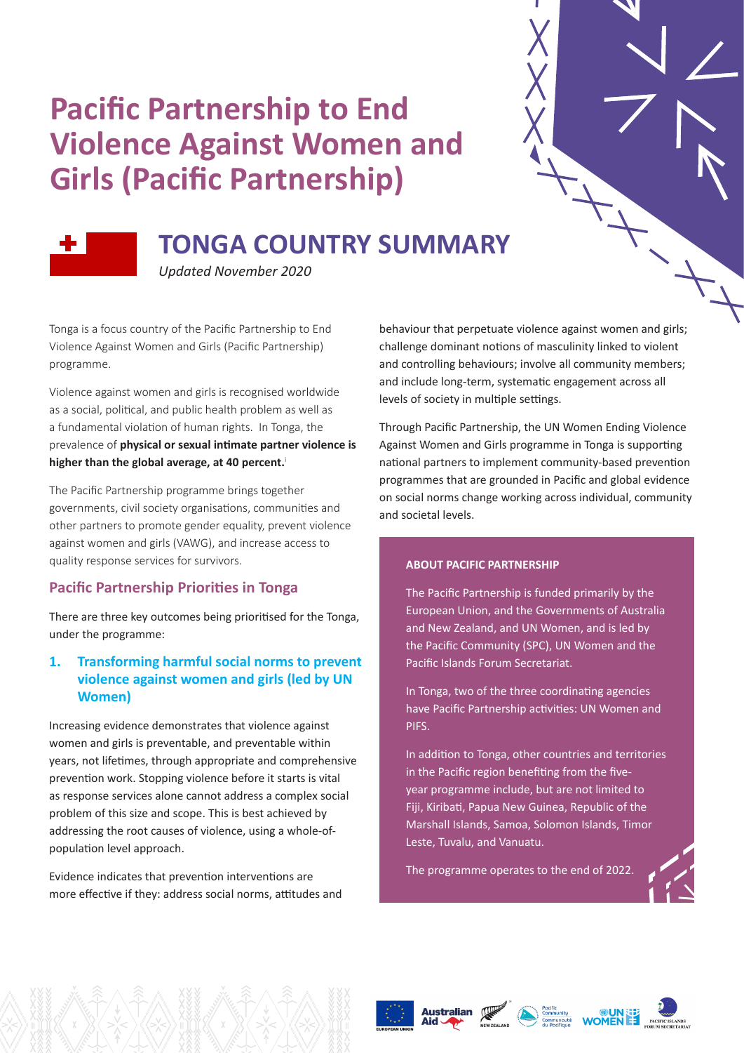# Pacific Partnership to End Violence Against Women and Girls (Pacific Partnership)

## TONGA COUNTRY SUMMARY

*Updated November 2020*

Tonga is a focus country of the Pacific Partnership to End Violence Against Women and Girls (Pacific Partnership) programme.

Violence against women and girls is recognised worldwide as a social, political, and public health problem as well as a fundamental violation of human rights. In Tonga, the prevalence of **physical or sexual intimate partner violence is higher than the global average, at 40 percent.**[i]

The Pacific Partnership programme brings together governments, civil society organisations, communities and other partners to promote gender equality, prevent violence against women and girls (VAWG), and increase access to quality response services for survivors.

### Pacific Partnership Priorities in Tonga

There are three key outcomes being prioritised for the Tonga, under the programme:

#### 1. Transforming harmful social norms to prevent violence against women and girls (led by UN Women)

Increasing evidence demonstrates that violence against women and girls is preventable, and preventable within years, not lifetimes, through appropriate and comprehensive prevention work. Stopping violence before it starts is vital as response services alone cannot address a complex social problem of this size and scope. This is best achieved by addressing the root causes of violence, using a whole-of-population level approach.

Evidence indicates that prevention interventions are more effective if they: address social norms, attitudes and behaviour that perpetuate violence against women and girls; challenge dominant notions of masculinity linked to violent and controlling behaviours; involve all community members; and include long-term, systematic engagement across all levels of society in multiple settings.

Through Pacific Partnership, the UN Women Ending Violence Against Women and Girls programme in Tonga is supporting national partners to implement community-based prevention programmes that are grounded in Pacific and global evidence on social norms change working across individual, community and societal levels.

**ABOUT PACIFIC PARTNERSHIP**

The Pacific Partnership is funded primarily by the European Union, and the Governments of Australia and New Zealand, and UN Women, and is led by the Pacific Community (SPC), UN Women and the Pacific Islands Forum Secretariat.

In Tonga, two of the three coordinating agencies have Pacific Partnership activities: UN Women and PIFS.

In addition to Tonga, other countries and territories in the Pacific region benefiting from the five-year programme include, but are not limited to Fiji, Kiribati, Papua New Guinea, Republic of the Marshall Islands, Samoa, Solomon Islands, Timor Leste, Tuvalu, and Vanuatu.

The programme operates to the end of 2022.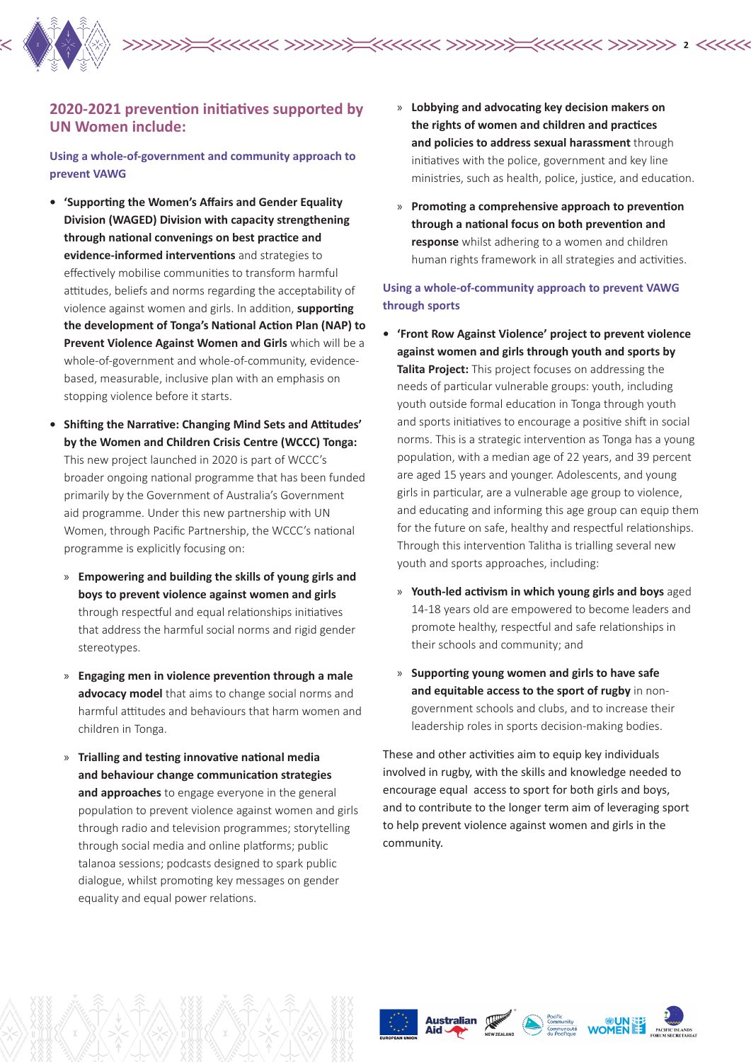## 2020-2021 prevention initiatives supported by UN Women include:

### Using a whole-of-government and community approach to prevent VAWG

- **'Supporting the Women's Affairs and Gender Equality Division (WAGED) Division with capacity strengthening through national convenings on best practice and evidence-informed interventions** and strategies to effectively mobilise communities to transform harmful attitudes, beliefs and norms regarding the acceptability of violence against women and girls. In addition, **supporting the development of Tonga's National Action Plan (NAP) to Prevent Violence Against Women and Girls** which will be a whole-of-government and whole-of-community, evidence-based, measurable, inclusive plan with an emphasis on stopping violence before it starts.

- **Shifting the Narrative: Changing Mind Sets and Attitudes' by the Women and Children Crisis Centre (WCCC) Tonga:** This new project launched in 2020 is part of WCCC's broader ongoing national programme that has been funded primarily by the Government of Australia's Government aid programme. Under this new partnership with UN Women, through Pacific Partnership, the WCCC's national programme is explicitly focusing on:

  » **Empowering and building the skills of young girls and boys to prevent violence against women and girls** through respectful and equal relationships initiatives that address the harmful social norms and rigid gender stereotypes.

  » **Engaging men in violence prevention through a male advocacy model** that aims to change social norms and harmful attitudes and behaviours that harm women and children in Tonga.

  » **Trialling and testing innovative national media and behaviour change communication strategies and approaches** to engage everyone in the general population to prevent violence against women and girls through radio and television programmes; storytelling through social media and online platforms; public talanoa sessions; podcasts designed to spark public dialogue, whilst promoting key messages on gender equality and equal power relations.

  » **Lobbying and advocating key decision makers on the rights of women and children and practices and policies to address sexual harassment** through initiatives with the police, government and key line ministries, such as health, police, justice, and education.

  » **Promoting a comprehensive approach to prevention through a national focus on both prevention and response** whilst adhering to a women and children human rights framework in all strategies and activities.

### Using a whole-of-community approach to prevent VAWG through sports

- **'Front Row Against Violence' project to prevent violence against women and girls through youth and sports by Talita Project:** This project focuses on addressing the needs of particular vulnerable groups: youth, including youth outside formal education in Tonga through youth and sports initiatives to encourage a positive shift in social norms. This is a strategic intervention as Tonga has a young population, with a median age of 22 years, and 39 percent are aged 15 years and younger. Adolescents, and young girls in particular, are a vulnerable age group to violence, and educating and informing this age group can equip them for the future on safe, healthy and respectful relationships. Through this intervention Talitha is trialling several new youth and sports approaches, including:

  » **Youth-led activism in which young girls and boys** aged 14-18 years old are empowered to become leaders and promote healthy, respectful and safe relationships in their schools and community; and

  » **Supporting young women and girls to have safe and equitable access to the sport of rugby** in non-government schools and clubs, and to increase their leadership roles in sports decision-making bodies.

These and other activities aim to equip key individuals involved in rugby, with the skills and knowledge needed to encourage equal access to sport for both girls and boys, and to contribute to the longer term aim of leveraging sport to help prevent violence against women and girls in the community.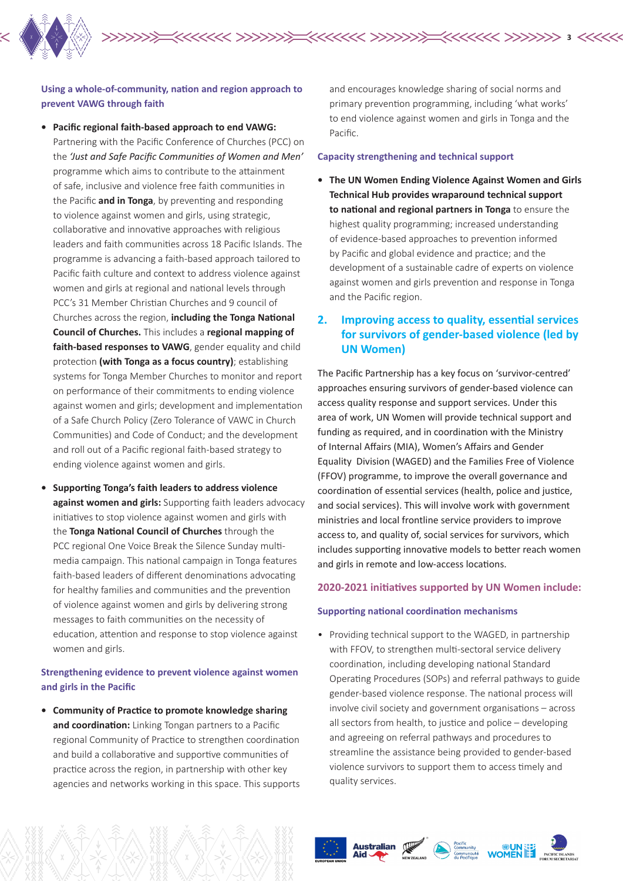### Using a whole-of-community, nation and region approach to prevent VAWG through faith

- **Pacific regional faith-based approach to end VAWG:** Partnering with the Pacific Conference of Churches (PCC) on the *'Just and Safe Pacific Communities of Women and Men'* programme which aims to contribute to the attainment of safe, inclusive and violence free faith communities in the Pacific **and in Tonga**, by preventing and responding to violence against women and girls, using strategic, collaborative and innovative approaches with religious leaders and faith communities across 18 Pacific Islands. The programme is advancing a faith-based approach tailored to Pacific faith culture and context to address violence against women and girls at regional and national levels through PCC's 31 Member Christian Churches and 9 council of Churches across the region, **including the Tonga National Council of Churches.** This includes a **regional mapping of faith-based responses to VAWG**, gender equality and child protection **(with Tonga as a focus country)**; establishing systems for Tonga Member Churches to monitor and report on performance of their commitments to ending violence against women and girls; development and implementation of a Safe Church Policy (Zero Tolerance of VAWC in Church Communities) and Code of Conduct; and the development and roll out of a Pacific regional faith-based strategy to ending violence against women and girls.

- **Supporting Tonga's faith leaders to address violence against women and girls:** Supporting faith leaders advocacy initiatives to stop violence against women and girls with the **Tonga National Council of Churches** through the PCC regional One Voice Break the Silence Sunday multi-media campaign. This national campaign in Tonga features faith-based leaders of different denominations advocating for healthy families and communities and the prevention of violence against women and girls by delivering strong messages to faith communities on the necessity of education, attention and response to stop violence against women and girls.

### Strengthening evidence to prevent violence against women and girls in the Pacific

- **Community of Practice to promote knowledge sharing and coordination:** Linking Tongan partners to a Pacific regional Community of Practice to strengthen coordination and build a collaborative and supportive communities of practice across the region, in partnership with other key agencies and networks working in this space. This supports and encourages knowledge sharing of social norms and primary prevention programming, including 'what works' to end violence against women and girls in Tonga and the Pacific.

### Capacity strengthening and technical support

- **The UN Women Ending Violence Against Women and Girls Technical Hub provides wraparound technical support to national and regional partners in Tonga** to ensure the highest quality programming; increased understanding of evidence-based approaches to prevention informed by Pacific and global evidence and practice; and the development of a sustainable cadre of experts on violence against women and girls prevention and response in Tonga and the Pacific region.

## 2. Improving access to quality, essential services for survivors of gender-based violence (led by UN Women)

The Pacific Partnership has a key focus on 'survivor-centred' approaches ensuring survivors of gender-based violence can access quality response and support services. Under this area of work, UN Women will provide technical support and funding as required, and in coordination with the Ministry of Internal Affairs (MIA), Women's Affairs and Gender Equality Division (WAGED) and the Families Free of Violence (FFOV) programme, to improve the overall governance and coordination of essential services (health, police and justice, and social services). This will involve work with government ministries and local frontline service providers to improve access to, and quality of, social services for survivors, which includes supporting innovative models to better reach women and girls in remote and low-access locations.

### 2020-2021 initiatives supported by UN Women include:

#### Supporting national coordination mechanisms

- Providing technical support to the WAGED, in partnership with FFOV, to strengthen multi-sectoral service delivery coordination, including developing national Standard Operating Procedures (SOPs) and referral pathways to guide gender-based violence response. The national process will involve civil society and government organisations – across all sectors from health, to justice and police – developing and agreeing on referral pathways and procedures to streamline the assistance being provided to gender-based violence survivors to support them to access timely and quality services.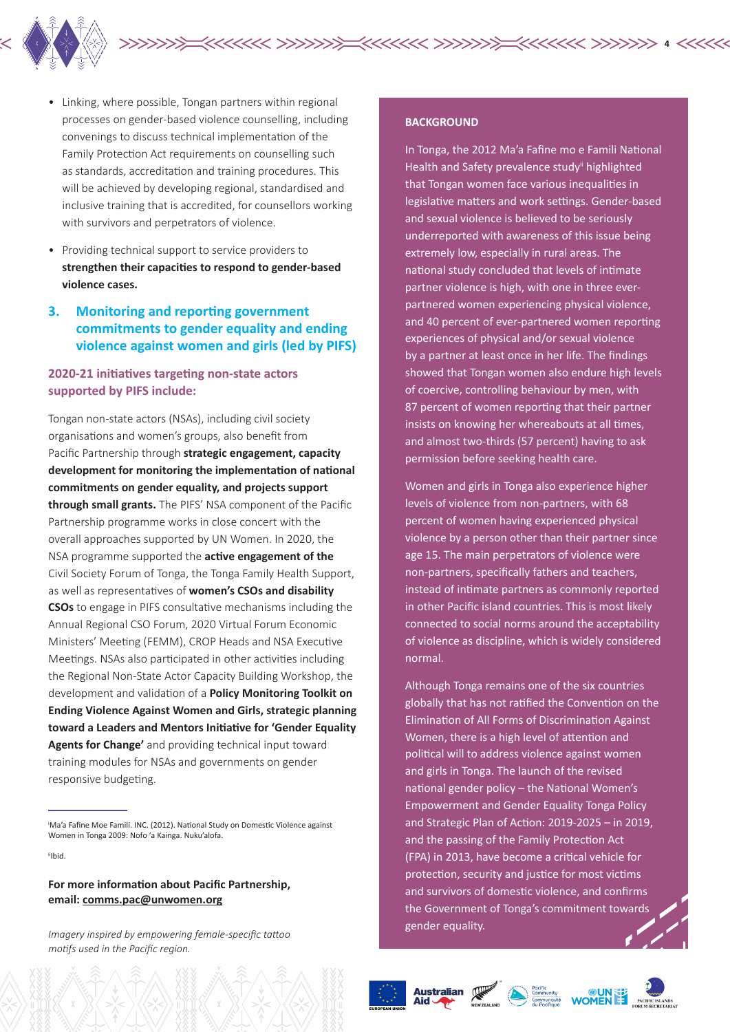- Linking, where possible, Tongan partners within regional processes on gender-based violence counselling, including convenings to discuss technical implementation of the Family Protection Act requirements on counselling such as standards, accreditation and training procedures. This will be achieved by developing regional, standardised and inclusive training that is accredited, for counsellors working with survivors and perpetrators of violence.
- Providing technical support to service providers to **strengthen their capacities to respond to gender-based violence cases.**

## 3. Monitoring and reporting government commitments to gender equality and ending violence against women and girls (led by PIFS)

### 2020-21 initiatives targeting non-state actors supported by PIFS include:

Tongan non-state actors (NSAs), including civil society organisations and women's groups, also benefit from Pacific Partnership through **strategic engagement, capacity development for monitoring the implementation of national commitments on gender equality, and projects support through small grants.** The PIFS' NSA component of the Pacific Partnership programme works in close concert with the overall approaches supported by UN Women. In 2020, the NSA programme supported the **active engagement of the** Civil Society Forum of Tonga, the Tonga Family Health Support, as well as representatives of **women's CSOs and disability CSOs** to engage in PIFS consultative mechanisms including the Annual Regional CSO Forum, 2020 Virtual Forum Economic Ministers' Meeting (FEMM), CROP Heads and NSA Executive Meetings. NSAs also participated in other activities including the Regional Non-State Actor Capacity Building Workshop, the development and validation of a **Policy Monitoring Toolkit on Ending Violence Against Women and Girls, strategic planning toward a Leaders and Mentors Initiative for 'Gender Equality Agents for Change'** and providing technical input toward training modules for NSAs and governments on gender responsive budgeting.

[i]Ma'a Fafine Moe Famili. INC. (2012). National Study on Domestic Violence against Women in Tonga 2009: Nofo 'a Kainga. Nuku'alofa.

[ii]Ibid.

**For more information about Pacific Partnership, email: comms.pac@unwomen.org**

*Imagery inspired by empowering female-specific tattoo motifs used in the Pacific region.*

### BACKGROUND

In Tonga, the 2012 Ma'a Fafine mo e Famili National Health and Safety prevalence study[ii] highlighted that Tongan women face various inequalities in legislative matters and work settings. Gender-based and sexual violence is believed to be seriously underreported with awareness of this issue being extremely low, especially in rural areas. The national study concluded that levels of intimate partner violence is high, with one in three ever-partnered women experiencing physical violence, and 40 percent of ever-partnered women reporting experiences of physical and/or sexual violence by a partner at least once in her life. The findings showed that Tongan women also endure high levels of coercive, controlling behaviour by men, with 87 percent of women reporting that their partner insists on knowing her whereabouts at all times, and almost two-thirds (57 percent) having to ask permission before seeking health care.

Women and girls in Tonga also experience higher levels of violence from non-partners, with 68 percent of women having experienced physical violence by a person other than their partner since age 15. The main perpetrators of violence were non-partners, specifically fathers and teachers, instead of intimate partners as commonly reported in other Pacific island countries. This is most likely connected to social norms around the acceptability of violence as discipline, which is widely considered normal.

Although Tonga remains one of the six countries globally that has not ratified the Convention on the Elimination of All Forms of Discrimination Against Women, there is a high level of attention and political will to address violence against women and girls in Tonga. The launch of the revised national gender policy – the National Women's Empowerment and Gender Equality Tonga Policy and Strategic Plan of Action: 2019-2025 – in 2019, and the passing of the Family Protection Act (FPA) in 2013, have become a critical vehicle for protection, security and justice for most victims and survivors of domestic violence, and confirms the Government of Tonga's commitment towards gender equality.